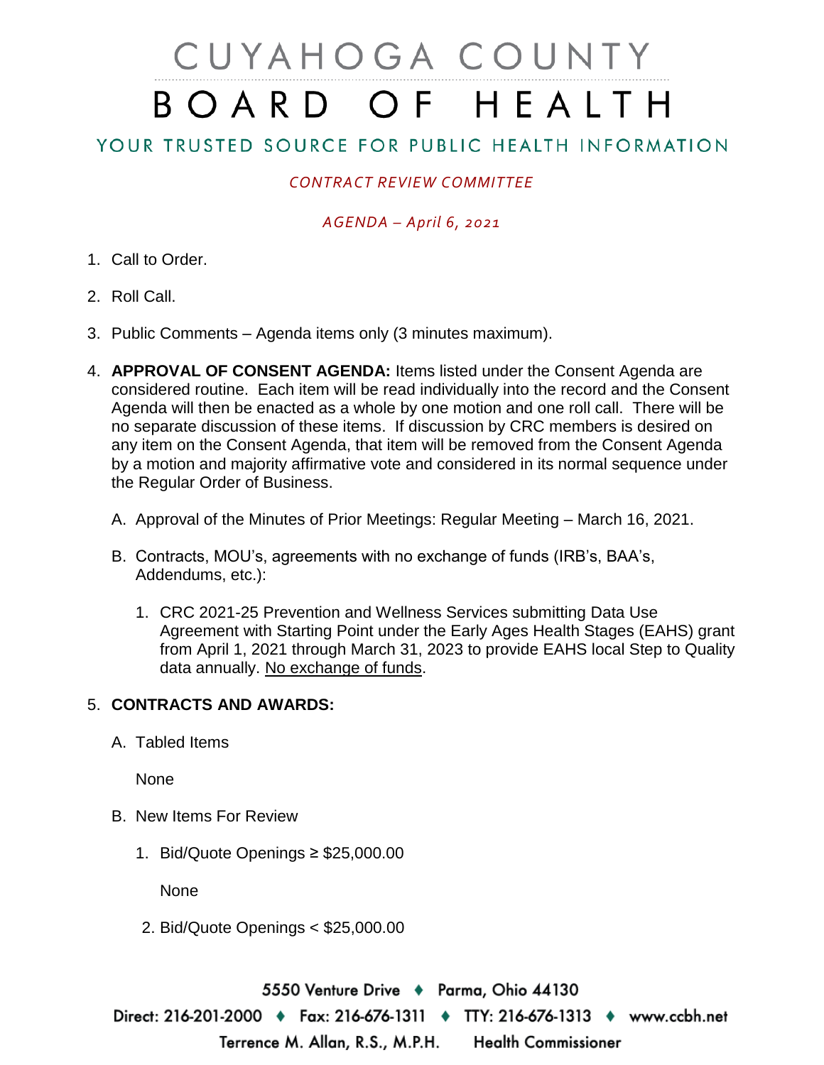# CUYAHOGA COUNTY

# BOARD OF HEALTH

## YOUR TRUSTED SOURCE FOR PUBLIC HEALTH INFORMATION

*CONTRACT REVIEW COMMITTEE*

*AGENDA – April 6, 2021*

1. Call to Order.

2. Roll Call.

3. Public Comments – Agenda items only (3 minutes maximum).

4. **APPROVAL OF CONSENT AGENDA:** Items listed under the Consent Agenda are considered routine. Each item will be read individually into the record and the Consent Agenda will then be enacted as a whole by one motion and one roll call. There will be no separate discussion of these items. If discussion by CRC members is desired on any item on the Consent Agenda, that item will be removed from the Consent Agenda by a motion and majority affirmative vote and considered in its normal sequence under the Regular Order of Business.

   A. Approval of the Minutes of Prior Meetings: Regular Meeting – March 16, 2021.

   B. Contracts, MOU's, agreements with no exchange of funds (IRB's, BAA's, Addendums, etc.):

      1. CRC 2021-25 Prevention and Wellness Services submitting Data Use Agreement with Starting Point under the Early Ages Health Stages (EAHS) grant from April 1, 2021 through March 31, 2023 to provide EAHS local Step to Quality data annually. No exchange of funds.

5. **CONTRACTS AND AWARDS:**

   A. Tabled Items

      None

   B. New Items For Review

      1. Bid/Quote Openings ≥ $25,000.00

         None

      2. Bid/Quote Openings < $25,000.00

5550 Venture Drive ♦ Parma, Ohio 44130

Direct: 216-201-2000 ♦ Fax: 216-676-1311 ♦ TTY: 216-676-1313 ♦ www.ccbh.net

Terrence M. Allan, R.S., M.P.H. Health Commissioner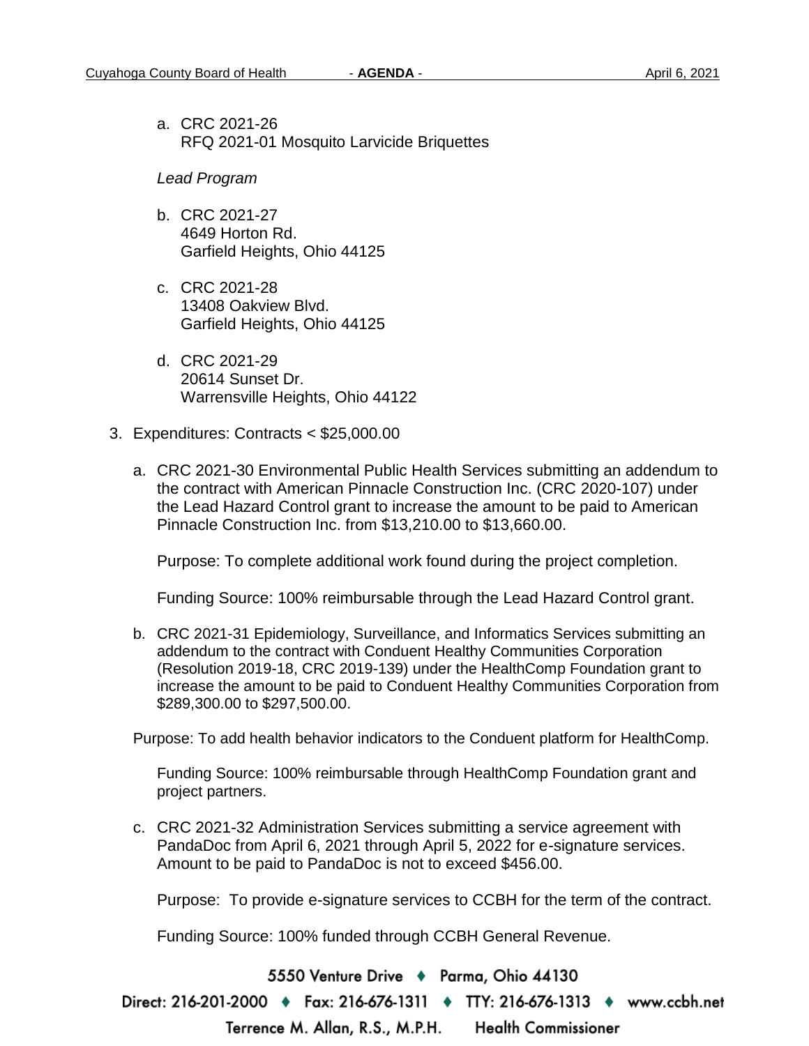a. CRC 2021-26
   RFQ 2021-01 Mosquito Larvicide Briquettes

   *Lead Program*

b. CRC 2021-27
   4649 Horton Rd.
   Garfield Heights, Ohio 44125

c. CRC 2021-28
   13408 Oakview Blvd.
   Garfield Heights, Ohio 44125

d. CRC 2021-29
   20614 Sunset Dr.
   Warrensville Heights, Ohio 44122

3. Expenditures: Contracts < $25,000.00

   a. CRC 2021-30 Environmental Public Health Services submitting an addendum to the contract with American Pinnacle Construction Inc. (CRC 2020-107) under the Lead Hazard Control grant to increase the amount to be paid to American Pinnacle Construction Inc. from $13,210.00 to $13,660.00.

      Purpose: To complete additional work found during the project completion.

      Funding Source: 100% reimbursable through the Lead Hazard Control grant.

   b. CRC 2021-31 Epidemiology, Surveillance, and Informatics Services submitting an addendum to the contract with Conduent Healthy Communities Corporation (Resolution 2019-18, CRC 2019-139) under the HealthComp Foundation grant to increase the amount to be paid to Conduent Healthy Communities Corporation from $289,300.00 to $297,500.00.

      Purpose: To add health behavior indicators to the Conduent platform for HealthComp.

      Funding Source: 100% reimbursable through HealthComp Foundation grant and project partners.

   c. CRC 2021-32 Administration Services submitting a service agreement with PandaDoc from April 6, 2021 through April 5, 2022 for e-signature services. Amount to be paid to PandaDoc is not to exceed $456.00.

      Purpose: To provide e-signature services to CCBH for the term of the contract.

      Funding Source: 100% funded through CCBH General Revenue.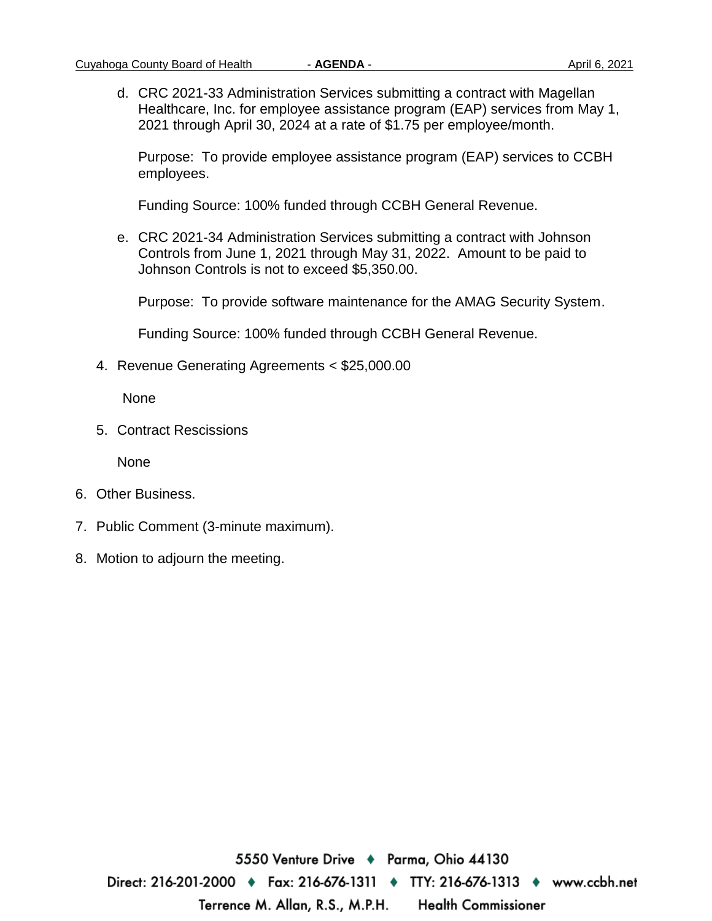d. CRC 2021-33 Administration Services submitting a contract with Magellan Healthcare, Inc. for employee assistance program (EAP) services from May 1, 2021 through April 30, 2024 at a rate of $1.75 per employee/month.

   Purpose: To provide employee assistance program (EAP) services to CCBH employees.

   Funding Source: 100% funded through CCBH General Revenue.

e. CRC 2021-34 Administration Services submitting a contract with Johnson Controls from June 1, 2021 through May 31, 2022. Amount to be paid to Johnson Controls is not to exceed $5,350.00.

   Purpose: To provide software maintenance for the AMAG Security System.

   Funding Source: 100% funded through CCBH General Revenue.

4. Revenue Generating Agreements < $25,000.00

   None

5. Contract Rescissions

   None

6. Other Business.

7. Public Comment (3-minute maximum).

8. Motion to adjourn the meeting.

5550 Venture Drive ♦ Parma, Ohio 44130

Direct: 216-201-2000 ♦ Fax: 216-676-1311 ♦ TTY: 216-676-1313 ♦ www.ccbh.net

Terrence M. Allan, R.S., M.P.H. Health Commissioner